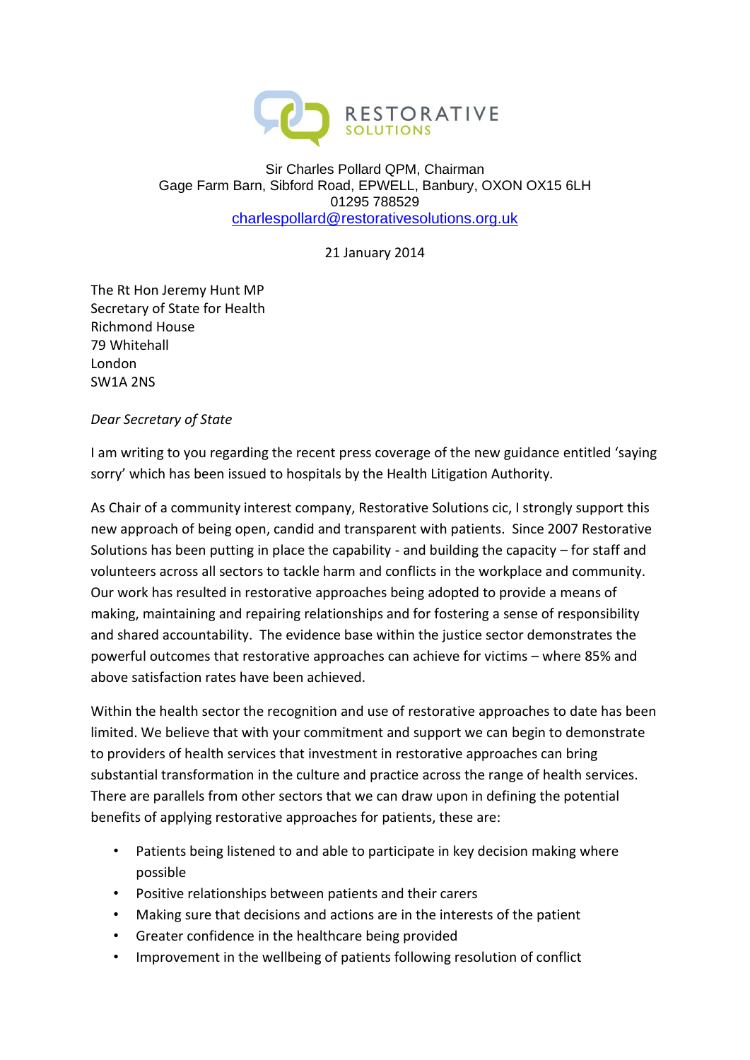RESTORATIVE SOLUTIONS

Sir Charles Pollard QPM, Chairman
Gage Farm Barn, Sibford Road, EPWELL, Banbury, OXON OX15 6LH
01295 788529
charlespollard@restorativesolutions.org.uk

21 January 2014

The Rt Hon Jeremy Hunt MP
Secretary of State for Health
Richmond House
79 Whitehall
London
SW1A 2NS

*Dear Secretary of State*

I am writing to you regarding the recent press coverage of the new guidance entitled 'saying sorry' which has been issued to hospitals by the Health Litigation Authority.

As Chair of a community interest company, Restorative Solutions cic, I strongly support this new approach of being open, candid and transparent with patients. Since 2007 Restorative Solutions has been putting in place the capability - and building the capacity – for staff and volunteers across all sectors to tackle harm and conflicts in the workplace and community. Our work has resulted in restorative approaches being adopted to provide a means of making, maintaining and repairing relationships and for fostering a sense of responsibility and shared accountability. The evidence base within the justice sector demonstrates the powerful outcomes that restorative approaches can achieve for victims – where 85% and above satisfaction rates have been achieved.

Within the health sector the recognition and use of restorative approaches to date has been limited. We believe that with your commitment and support we can begin to demonstrate to providers of health services that investment in restorative approaches can bring substantial transformation in the culture and practice across the range of health services. There are parallels from other sectors that we can draw upon in defining the potential benefits of applying restorative approaches for patients, these are:

- Patients being listened to and able to participate in key decision making where possible
- Positive relationships between patients and their carers
- Making sure that decisions and actions are in the interests of the patient
- Greater confidence in the healthcare being provided
- Improvement in the wellbeing of patients following resolution of conflict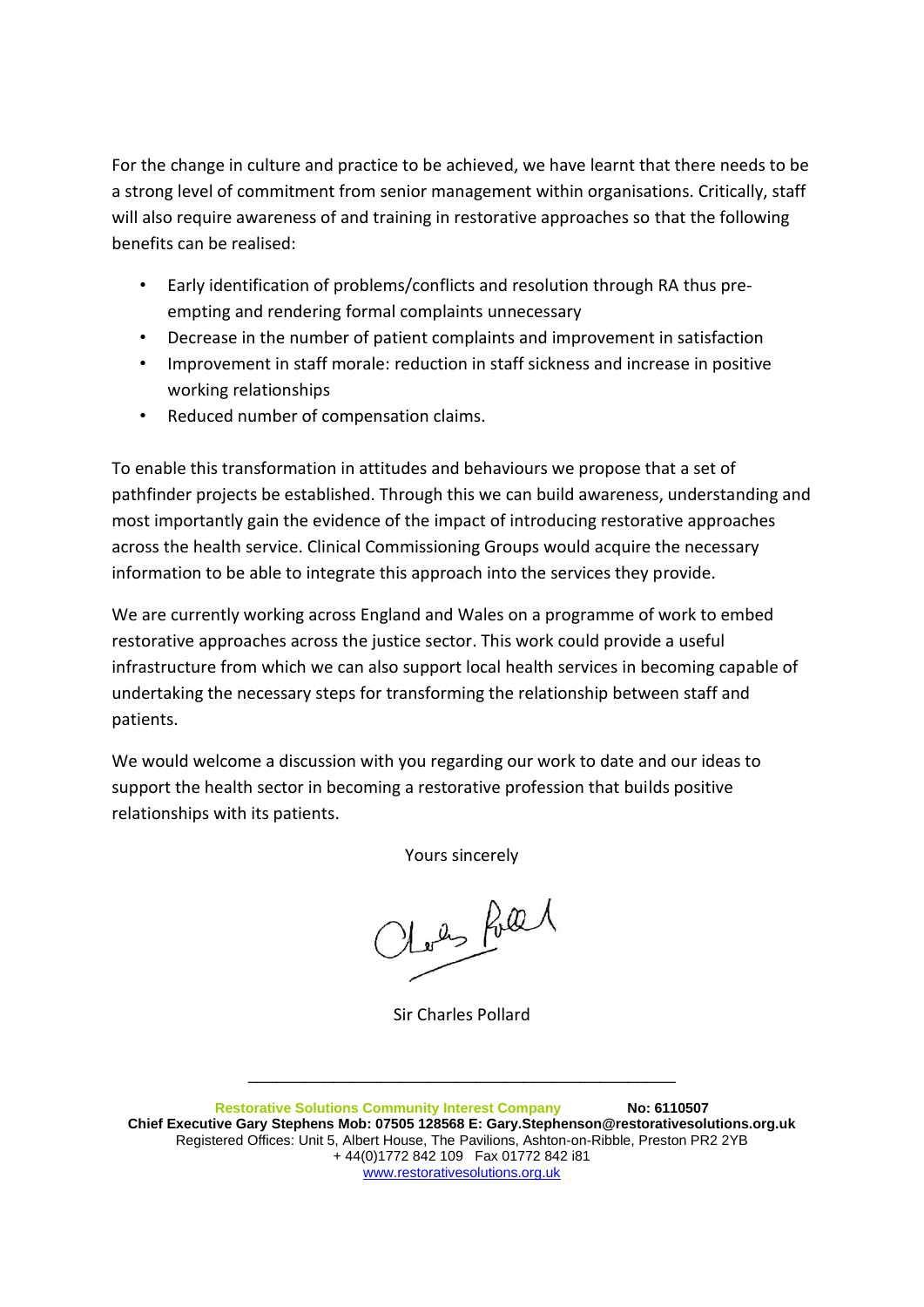For the change in culture and practice to be achieved, we have learnt that there needs to be a strong level of commitment from senior management within organisations. Critically, staff will also require awareness of and training in restorative approaches so that the following benefits can be realised:

- Early identification of problems/conflicts and resolution through RA thus pre-empting and rendering formal complaints unnecessary
- Decrease in the number of patient complaints and improvement in satisfaction
- Improvement in staff morale: reduction in staff sickness and increase in positive working relationships
- Reduced number of compensation claims.

To enable this transformation in attitudes and behaviours we propose that a set of pathfinder projects be established. Through this we can build awareness, understanding and most importantly gain the evidence of the impact of introducing restorative approaches across the health service. Clinical Commissioning Groups would acquire the necessary information to be able to integrate this approach into the services they provide.

We are currently working across England and Wales on a programme of work to embed restorative approaches across the justice sector. This work could provide a useful infrastructure from which we can also support local health services in becoming capable of undertaking the necessary steps for transforming the relationship between staff and patients.

We would welcome a discussion with you regarding our work to date and our ideas to support the health sector in becoming a restorative profession that builds positive relationships with its patients.

Yours sincerely

Sir Charles Pollard

---

**Restorative Solutions Community Interest Company** **No: 6110507**
**Chief Executive Gary Stephens Mob: 07505 128568 E: Gary.Stephenson@restorativesolutions.org.uk**
Registered Offices: Unit 5, Albert House, The Pavilions, Ashton-on-Ribble, Preston PR2 2YB
+ 44(0)1772 842 109 Fax 01772 842 i81
www.restorativesolutions.org.uk